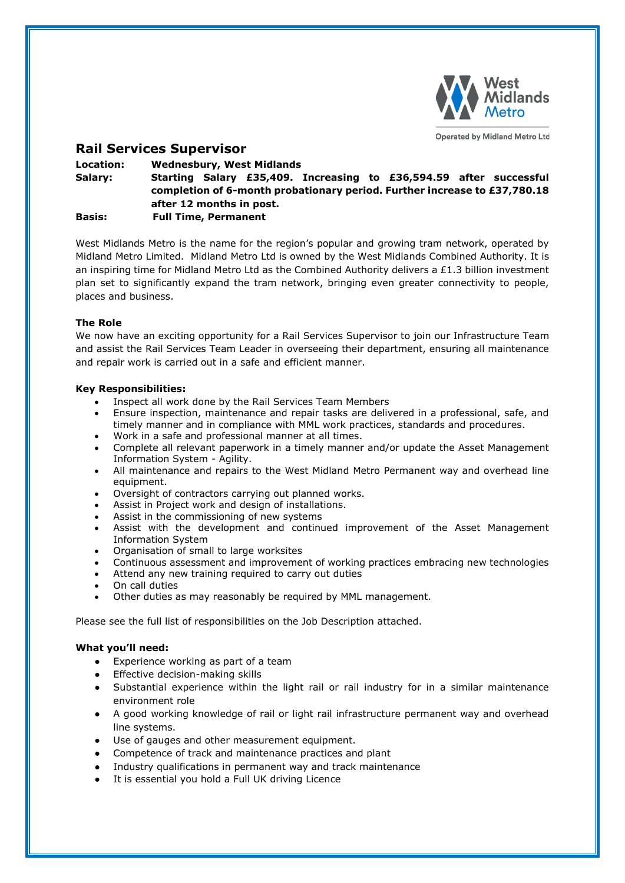West Midlands Metro

Operated by Midland Metro Ltd

## Rail Services Supervisor

**Location:** **Wednesbury, West Midlands**
**Salary:** **Starting Salary £35,409. Increasing to £36,594.59 after successful completion of 6-month probationary period. Further increase to £37,780.18 after 12 months in post.**
**Basis:** **Full Time, Permanent**

West Midlands Metro is the name for the region's popular and growing tram network, operated by Midland Metro Limited. Midland Metro Ltd is owned by the West Midlands Combined Authority. It is an inspiring time for Midland Metro Ltd as the Combined Authority delivers a £1.3 billion investment plan set to significantly expand the tram network, bringing even greater connectivity to people, places and business.

### The Role

We now have an exciting opportunity for a Rail Services Supervisor to join our Infrastructure Team and assist the Rail Services Team Leader in overseeing their department, ensuring all maintenance and repair work is carried out in a safe and efficient manner.

### Key Responsibilities:

- Inspect all work done by the Rail Services Team Members
- Ensure inspection, maintenance and repair tasks are delivered in a professional, safe, and timely manner and in compliance with MML work practices, standards and procedures.
- Work in a safe and professional manner at all times.
- Complete all relevant paperwork in a timely manner and/or update the Asset Management Information System - Agility.
- All maintenance and repairs to the West Midland Metro Permanent way and overhead line equipment.
- Oversight of contractors carrying out planned works.
- Assist in Project work and design of installations.
- Assist in the commissioning of new systems
- Assist with the development and continued improvement of the Asset Management Information System
- Organisation of small to large worksites
- Continuous assessment and improvement of working practices embracing new technologies
- Attend any new training required to carry out duties
- On call duties
- Other duties as may reasonably be required by MML management.

Please see the full list of responsibilities on the Job Description attached.

### What you'll need:

- Experience working as part of a team
- Effective decision-making skills
- Substantial experience within the light rail or rail industry for in a similar maintenance environment role
- A good working knowledge of rail or light rail infrastructure permanent way and overhead line systems.
- Use of gauges and other measurement equipment.
- Competence of track and maintenance practices and plant
- Industry qualifications in permanent way and track maintenance
- It is essential you hold a Full UK driving Licence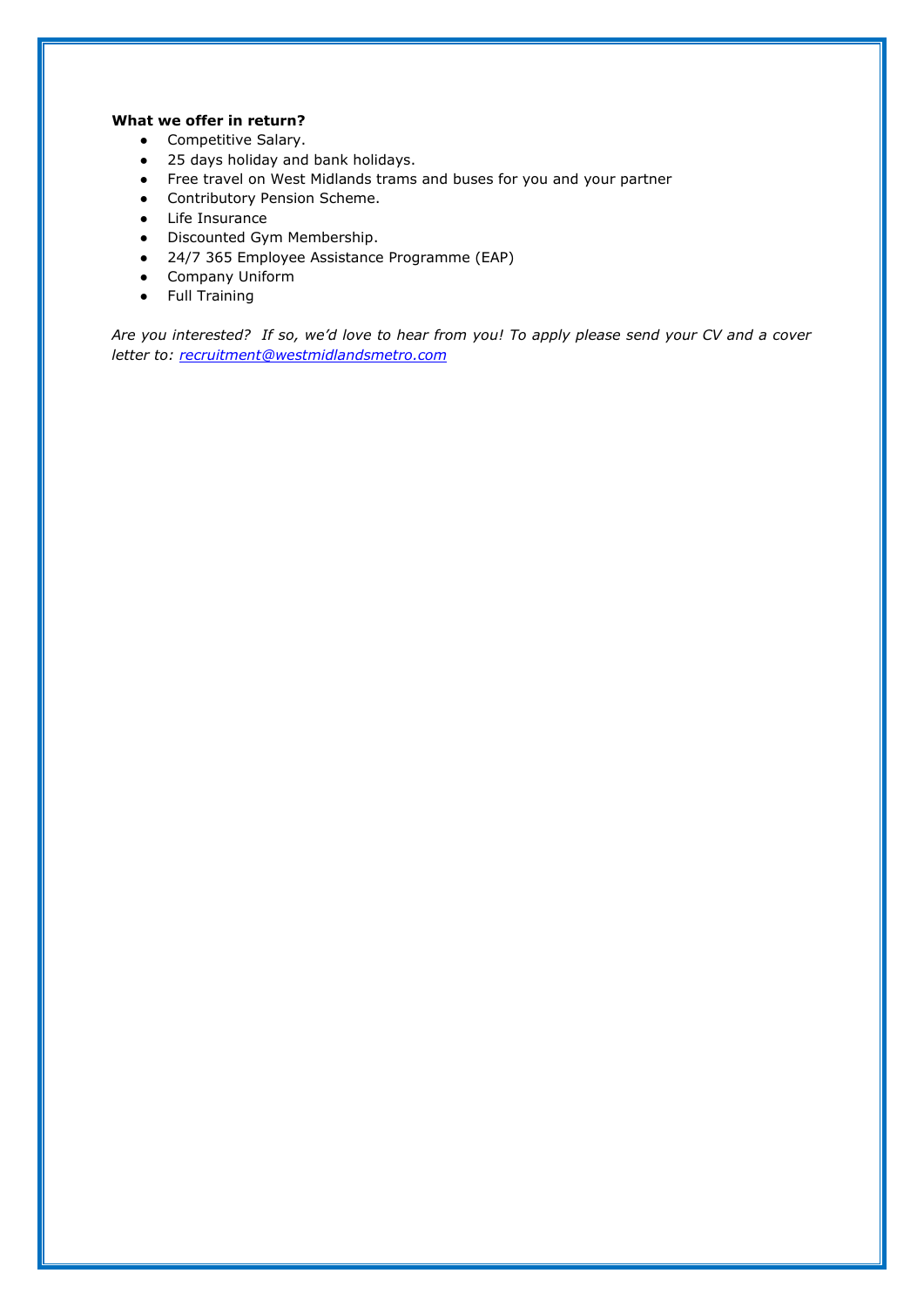**What we offer in return?**

- Competitive Salary.
- 25 days holiday and bank holidays.
- Free travel on West Midlands trams and buses for you and your partner
- Contributory Pension Scheme.
- Life Insurance
- Discounted Gym Membership.
- 24/7 365 Employee Assistance Programme (EAP)
- Company Uniform
- Full Training

*Are you interested? If so, we'd love to hear from you! To apply please send your CV and a cover letter to: [recruitment@westmidlandsmetro.com](mailto:recruitment@westmidlandsmetro.com)*